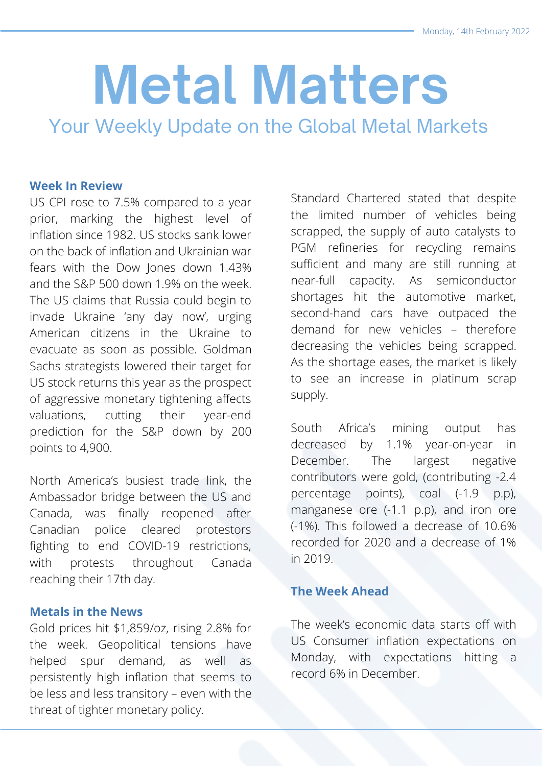Monday, 14th February 2022

# Metal Matters

## Your Weekly Update on the Global Metal Markets

### Week In Review

US CPI rose to 7.5% compared to a year prior, marking the highest level of inflation since 1982. US stocks sank lower on the back of inflation and Ukrainian war fears with the Dow Jones down 1.43% and the S&P 500 down 1.9% on the week. The US claims that Russia could begin to invade Ukraine 'any day now', urging American citizens in the Ukraine to evacuate as soon as possible. Goldman Sachs strategists lowered their target for US stock returns this year as the prospect of aggressive monetary tightening affects valuations, cutting their year-end prediction for the S&P down by 200 points to 4,900.

North America's busiest trade link, the Ambassador bridge between the US and Canada, was finally reopened after Canadian police cleared protestors fighting to end COVID-19 restrictions, with protests throughout Canada reaching their 17th day.

### Metals in the News

Gold prices hit $1,859/oz, rising 2.8% for the week. Geopolitical tensions have helped spur demand, as well as persistently high inflation that seems to be less and less transitory – even with the threat of tighter monetary policy.

Standard Chartered stated that despite the limited number of vehicles being scrapped, the supply of auto catalysts to PGM refineries for recycling remains sufficient and many are still running at near-full capacity. As semiconductor shortages hit the automotive market, second-hand cars have outpaced the demand for new vehicles – therefore decreasing the vehicles being scrapped. As the shortage eases, the market is likely to see an increase in platinum scrap supply.

South Africa's mining output has decreased by 1.1% year-on-year in December. The largest negative contributors were gold, (contributing -2.4 percentage points), coal (-1.9 p.p), manganese ore (-1.1 p.p), and iron ore (-1%). This followed a decrease of 10.6% recorded for 2020 and a decrease of 1% in 2019.

### The Week Ahead

The week's economic data starts off with US Consumer inflation expectations on Monday, with expectations hitting a record 6% in December.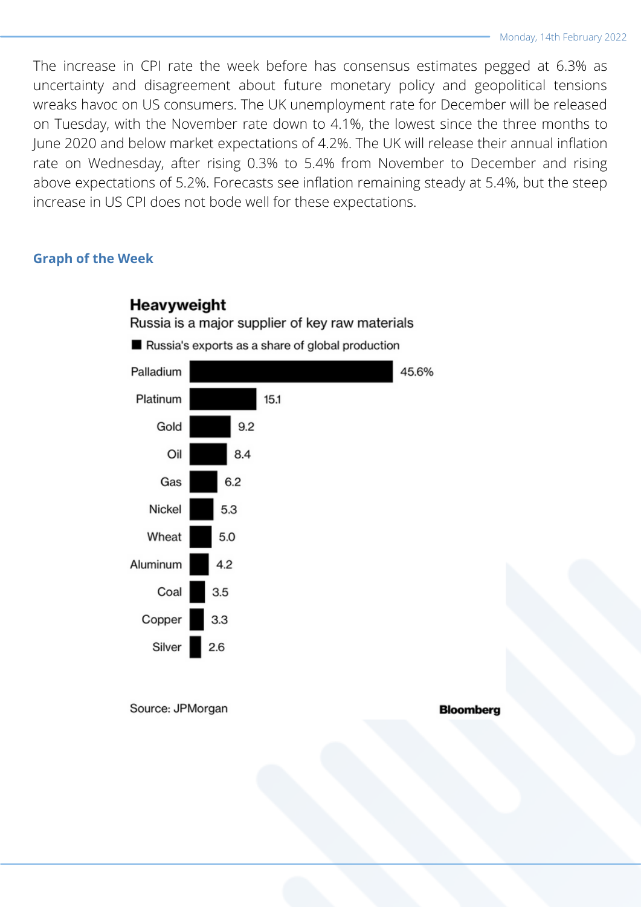The increase in CPI rate the week before has consensus estimates pegged at 6.3% as uncertainty and disagreement about future monetary policy and geopolitical tensions wreaks havoc on US consumers. The UK unemployment rate for December will be released on Tuesday, with the November rate down to 4.1%, the lowest since the three months to June 2020 and below market expectations of 4.2%. The UK will release their annual inflation rate on Wednesday, after rising 0.3% to 5.4% from November to December and rising above expectations of 5.2%. Forecasts see inflation remaining steady at 5.4%, but the steep increase in US CPI does not bode well for these expectations.

## Graph of the Week

**Heavyweight**

Russia is a major supplier of key raw materials

■ Russia's exports as a share of global production

| Commodity | Share (%) |
|---|---|
| Palladium | 45.6% |
| Platinum | 15.1 |
| Gold | 9.2 |
| Oil | 8.4 |
| Gas | 6.2 |
| Nickel | 5.3 |
| Wheat | 5.0 |
| Aluminum | 4.2 |
| Coal | 3.5 |
| Copper | 3.3 |
| Silver | 2.6 |

Source: JPMorgan

Bloomberg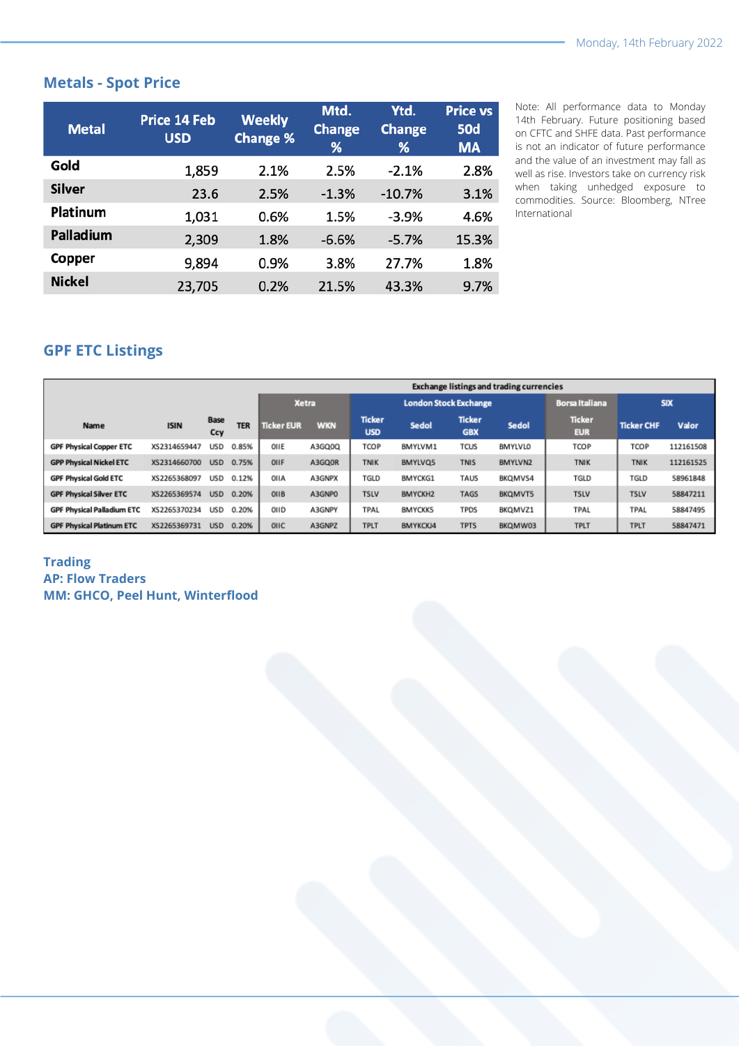## Metals - Spot Price

| Metal | Price 14 Feb USD | Weekly Change % | Mtd. Change % | Ytd. Change % | Price vs 50d MA |
|---|---|---|---|---|---|
| Gold | 1,859 | 2.1% | 2.5% | -2.1% | 2.8% |
| Silver | 23.6 | 2.5% | -1.3% | -10.7% | 3.1% |
| Platinum | 1,031 | 0.6% | 1.5% | -3.9% | 4.6% |
| Palladium | 2,309 | 1.8% | -6.6% | -5.7% | 15.3% |
| Copper | 9,894 | 0.9% | 3.8% | 27.7% | 1.8% |
| Nickel | 23,705 | 0.2% | 21.5% | 43.3% | 9.7% |

Note: All performance data to Monday 14th February. Future positioning based on CFTC and SHFE data. Past performance is not an indicator of future performance and the value of an investment may fall as well as rise. Investors take on currency risk when taking unhedged exposure to commodities. Source: Bloomberg, NTree International

## GPF ETC Listings

| | | | | Exchange listings and trading currencies | | | | | | | | | |
|---|---|---|---|---|---|---|---|---|---|---|---|---|---|
| | | | | Xetra | | London Stock Exchange | | | | Borsa Italiana | SIX | | |
| Name | ISIN | Base Ccy | TER | Ticker EUR | WKN | Ticker USD | Sedol | Ticker GBX | Sedol | Ticker EUR | Ticker CHF | Valor |
| GPF Physical Copper ETC | XS2314659447 | USD | 0.85% | 0IIE | A3GQ0Q | TCOP | BMYLVM1 | TCUS | BMYLVL0 | TCOP | TCOP | 112161508 |
| GPF Physical Nickel ETC | XS2314660700 | USD | 0.75% | 0IIF | A3GQ0R | TNIK | BMYLVQ5 | TNIS | BMYLVN2 | TNIK | TNIK | 112161525 |
| GPF Physical Gold ETC | XS2265368097 | USD | 0.12% | 0IIA | A3GNPX | TGLD | BMYCKG1 | TAUS | BKQMVS4 | TGLD | TGLD | 58961848 |
| GPF Physical Silver ETC | XS2265369574 | USD | 0.20% | 0IIB | A3GNP0 | TSLV | BMYCKH2 | TAGS | BKQMVT5 | TSLV | TSLV | 58847211 |
| GPF Physical Palladium ETC | XS2265370234 | USD | 0.20% | 0IID | A3GNPY | TPAL | BMYCKK5 | TPDS | BKQMVZ1 | TPAL | TPAL | 58847495 |
| GPF Physical Platinum ETC | XS2265369731 | USD | 0.20% | 0IIC | A3GNPZ | TPLT | BMYKCKJ4 | TPTS | BKQMW03 | TPLT | TPLT | 58847471 |

**Trading**
**AP: Flow Traders**
**MM: GHCO, Peel Hunt, Winterflood**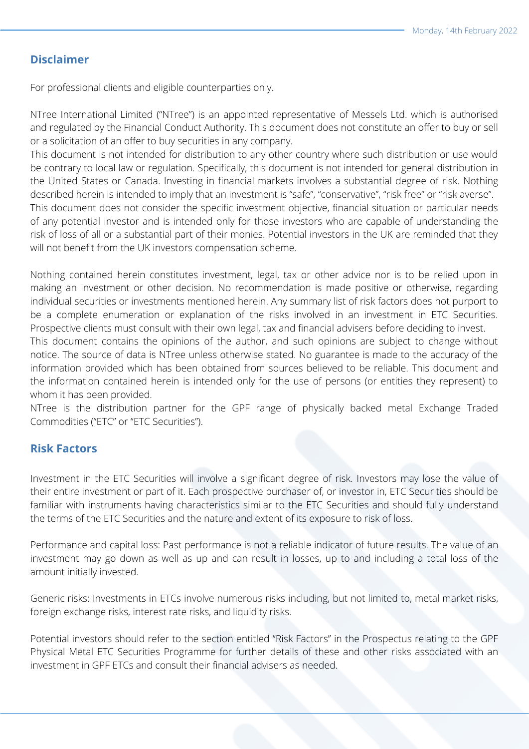## Disclaimer

For professional clients and eligible counterparties only.

NTree International Limited ("NTree") is an appointed representative of Messels Ltd. which is authorised and regulated by the Financial Conduct Authority. This document does not constitute an offer to buy or sell or a solicitation of an offer to buy securities in any company.
This document is not intended for distribution to any other country where such distribution or use would be contrary to local law or regulation. Specifically, this document is not intended for general distribution in the United States or Canada. Investing in financial markets involves a substantial degree of risk. Nothing described herein is intended to imply that an investment is "safe", "conservative", "risk free" or "risk averse".
This document does not consider the specific investment objective, financial situation or particular needs of any potential investor and is intended only for those investors who are capable of understanding the risk of loss of all or a substantial part of their monies. Potential investors in the UK are reminded that they will not benefit from the UK investors compensation scheme.

Nothing contained herein constitutes investment, legal, tax or other advice nor is to be relied upon in making an investment or other decision. No recommendation is made positive or otherwise, regarding individual securities or investments mentioned herein. Any summary list of risk factors does not purport to be a complete enumeration or explanation of the risks involved in an investment in ETC Securities. Prospective clients must consult with their own legal, tax and financial advisers before deciding to invest.
This document contains the opinions of the author, and such opinions are subject to change without notice. The source of data is NTree unless otherwise stated. No guarantee is made to the accuracy of the information provided which has been obtained from sources believed to be reliable. This document and the information contained herein is intended only for the use of persons (or entities they represent) to whom it has been provided.
NTree is the distribution partner for the GPF range of physically backed metal Exchange Traded Commodities ("ETC" or "ETC Securities").

## Risk Factors

Investment in the ETC Securities will involve a significant degree of risk. Investors may lose the value of their entire investment or part of it. Each prospective purchaser of, or investor in, ETC Securities should be familiar with instruments having characteristics similar to the ETC Securities and should fully understand the terms of the ETC Securities and the nature and extent of its exposure to risk of loss.

Performance and capital loss: Past performance is not a reliable indicator of future results. The value of an investment may go down as well as up and can result in losses, up to and including a total loss of the amount initially invested.

Generic risks: Investments in ETCs involve numerous risks including, but not limited to, metal market risks, foreign exchange risks, interest rate risks, and liquidity risks.

Potential investors should refer to the section entitled "Risk Factors" in the Prospectus relating to the GPF Physical Metal ETC Securities Programme for further details of these and other risks associated with an investment in GPF ETCs and consult their financial advisers as needed.